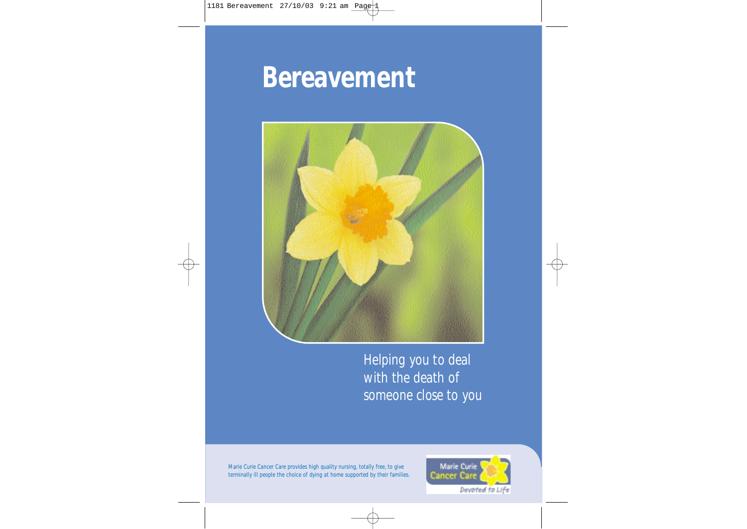# Bereavement

Helping you to deal with the death of someone close to you

Marie Curie Cancer Care provides high quality nursing, totally free, to give terminally ill people the choice of dying at home supported by their families.

Marie Curie Cancer Care

Devoted to Life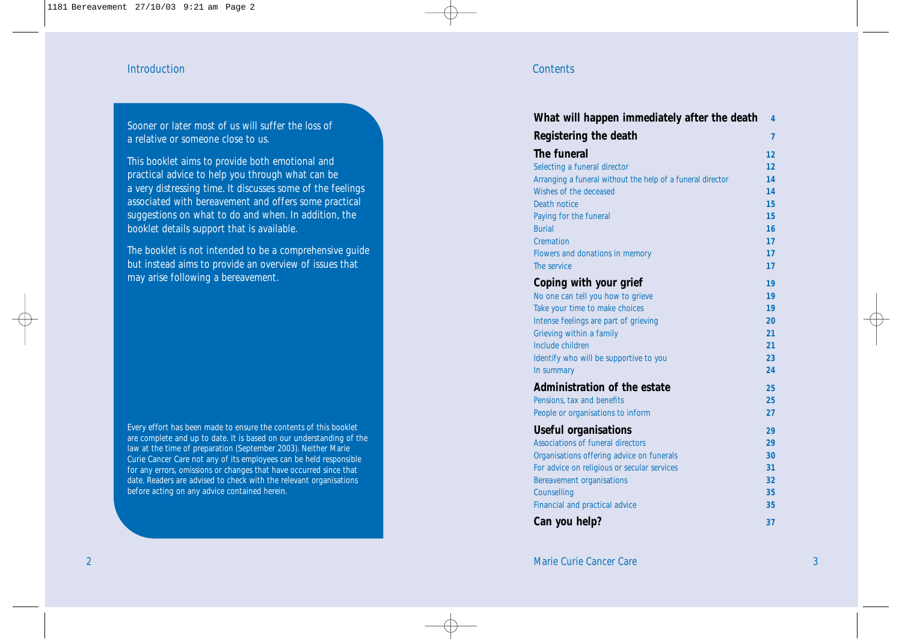## Introduction

Sooner or later most of us will suffer the loss of a relative or someone close to us.

This booklet aims to provide both emotional and practical advice to help you through what can be a very distressing time. It discusses some of the feelings associated with bereavement and offers some practical suggestions on what to do and when. In addition, the booklet details support that is available.

The booklet is not intended to be a comprehensive guide but instead aims to provide an overview of issues that may arise following a bereavement.

Every effort has been made to ensure the contents of this booklet are complete and up to date. It is based on our understanding of the law at the time of preparation (September 2003). Neither Marie Curie Cancer Care not any of its employees can be held responsible for any errors, omissions or changes that have occurred since that date. Readers are advised to check with the relevant organisations before acting on any advice contained herein.

## Contents

| | |
|---|---|
| **What will happen immediately after the death** | **4** |
| **Registering the death** | **7** |
| **The funeral** | **12** |
| Selecting a funeral director | 12 |
| Arranging a funeral without the help of a funeral director | 14 |
| Wishes of the deceased | 14 |
| Death notice | 15 |
| Paying for the funeral | 15 |
| Burial | 16 |
| Cremation | 17 |
| Flowers and donations in memory | 17 |
| The service | 17 |
| **Coping with your grief** | **19** |
| No one can tell you how to grieve | 19 |
| Take your time to make choices | 19 |
| Intense feelings are part of grieving | 20 |
| Grieving within a family | 21 |
| Include children | 21 |
| Identify who will be supportive to you | 23 |
| In summary | 24 |
| **Administration of the estate** | **25** |
| Pensions, tax and benefits | 25 |
| People or organisations to inform | 27 |
| **Useful organisations** | **29** |
| Associations of funeral directors | 29 |
| Organisations offering advice on funerals | 30 |
| For advice on religious or secular services | 31 |
| Bereavement organisations | 32 |
| Counselling | 35 |
| Financial and practical advice | 35 |
| **Can you help?** | **37** |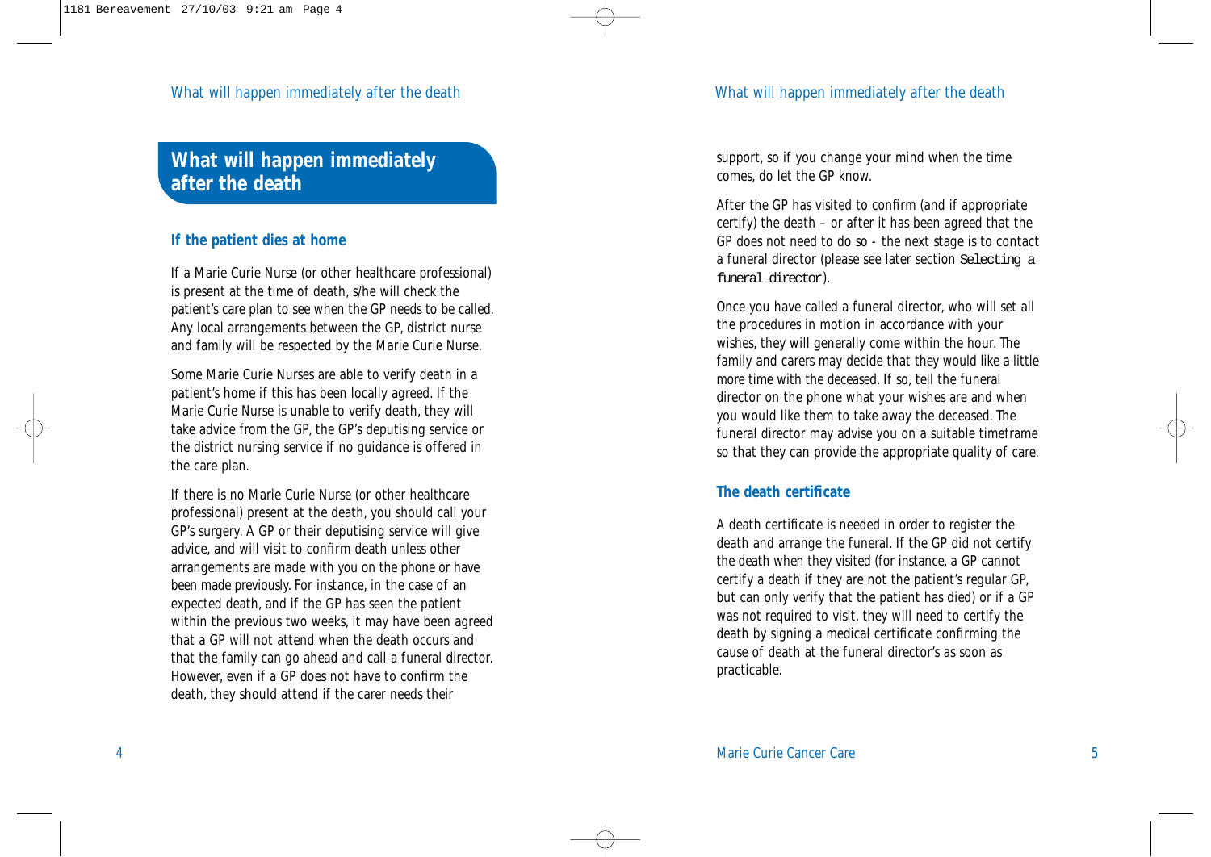## What will happen immediately after the death

### If the patient dies at home

If a Marie Curie Nurse (or other healthcare professional) is present at the time of death, s/he will check the patient's care plan to see when the GP needs to be called. Any local arrangements between the GP, district nurse and family will be respected by the Marie Curie Nurse.

Some Marie Curie Nurses are able to verify death in a patient's home if this has been locally agreed. If the Marie Curie Nurse is unable to verify death, they will take advice from the GP, the GP's deputising service or the district nursing service if no guidance is offered in the care plan.

If there is no Marie Curie Nurse (or other healthcare professional) present at the death, you should call your GP's surgery. A GP or their deputising service will give advice, and will visit to confirm death unless other arrangements are made with you on the phone or have been made previously. For instance, in the case of an expected death, and if the GP has seen the patient within the previous two weeks, it may have been agreed that a GP will not attend when the death occurs and that the family can go ahead and call a funeral director. However, even if a GP does not have to confirm the death, they should attend if the carer needs their support, so if you change your mind when the time comes, do let the GP know.

After the GP has visited to confirm (and if appropriate certify) the death – or after it has been agreed that the GP does not need to do so - the next stage is to contact a funeral director (please see later section Selecting a funeral director).

Once you have called a funeral director, who will set all the procedures in motion in accordance with your wishes, they will generally come within the hour. The family and carers may decide that they would like a little more time with the deceased. If so, tell the funeral director on the phone what your wishes are and when you would like them to take away the deceased. The funeral director may advise you on a suitable timeframe so that they can provide the appropriate quality of care.

### The death certificate

A death certificate is needed in order to register the death and arrange the funeral. If the GP did not certify the death when they visited (for instance, a GP cannot certify a death if they are not the patient's regular GP, but can only verify that the patient has died) or if a GP was not required to visit, they will need to certify the death by signing a medical certificate confirming the cause of death at the funeral director's as soon as practicable.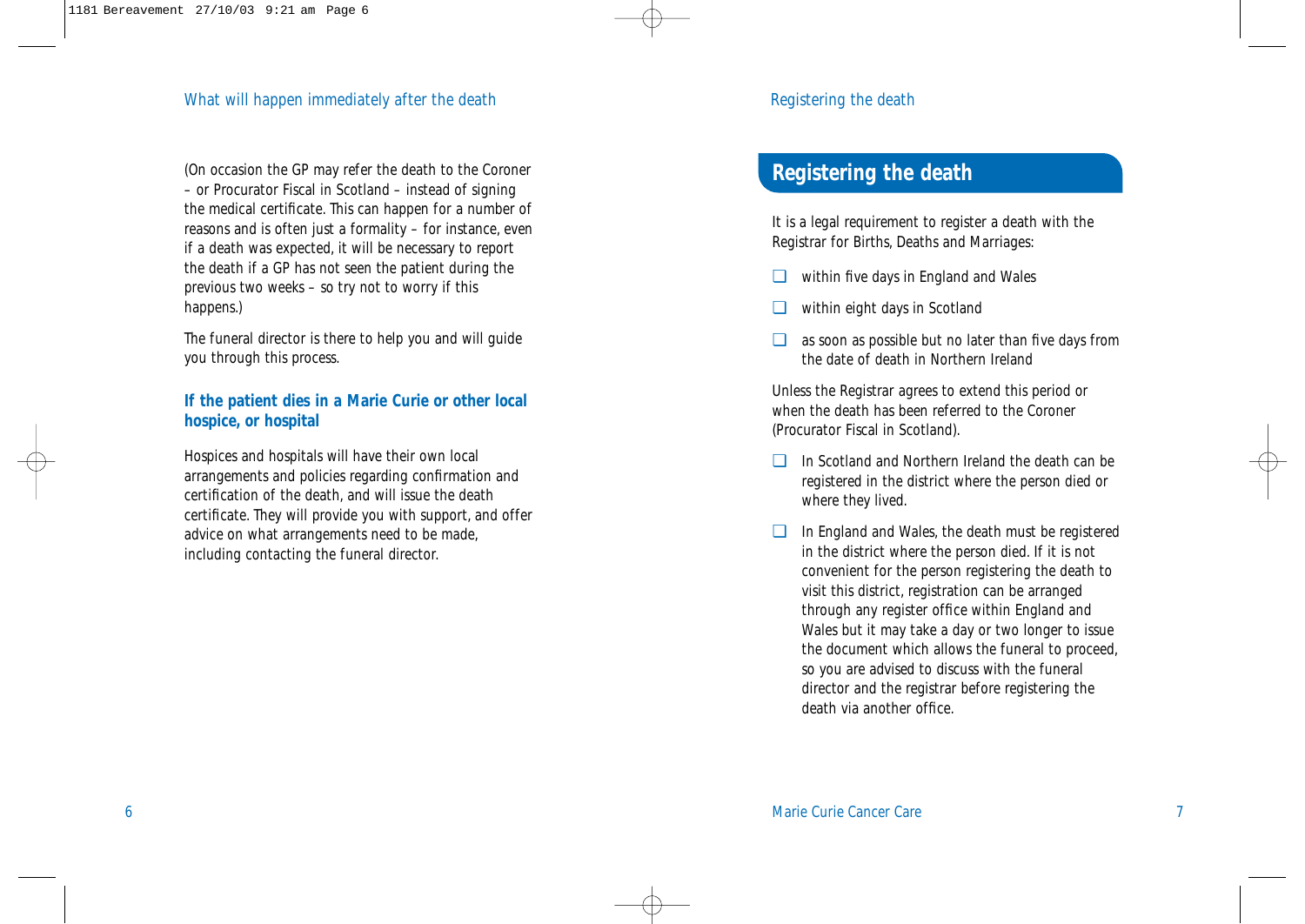(On occasion the GP may refer the death to the Coroner – or Procurator Fiscal in Scotland – instead of signing the medical certificate. This can happen for a number of reasons and is often just a formality – for instance, even if a death was expected, it will be necessary to report the death if a GP has not seen the patient during the previous two weeks – so try not to worry if this happens.)

The funeral director is there to help you and will guide you through this process.

### If the patient dies in a Marie Curie or other local hospice, or hospital

Hospices and hospitals will have their own local arrangements and policies regarding confirmation and certification of the death, and will issue the death certificate. They will provide you with support, and offer advice on what arrangements need to be made, including contacting the funeral director.

## Registering the death

It is a legal requirement to register a death with the Registrar for Births, Deaths and Marriages:

- within five days in England and Wales
- within eight days in Scotland
- as soon as possible but no later than five days from the date of death in Northern Ireland

Unless the Registrar agrees to extend this period or when the death has been referred to the Coroner (Procurator Fiscal in Scotland).

- In Scotland and Northern Ireland the death can be registered in the district where the person died or where they lived.
- In England and Wales, the death must be registered in the district where the person died. If it is not convenient for the person registering the death to visit this district, registration can be arranged through any register office within England and Wales but it may take a day or two longer to issue the document which allows the funeral to proceed, so you are advised to discuss with the funeral director and the registrar before registering the death via another office.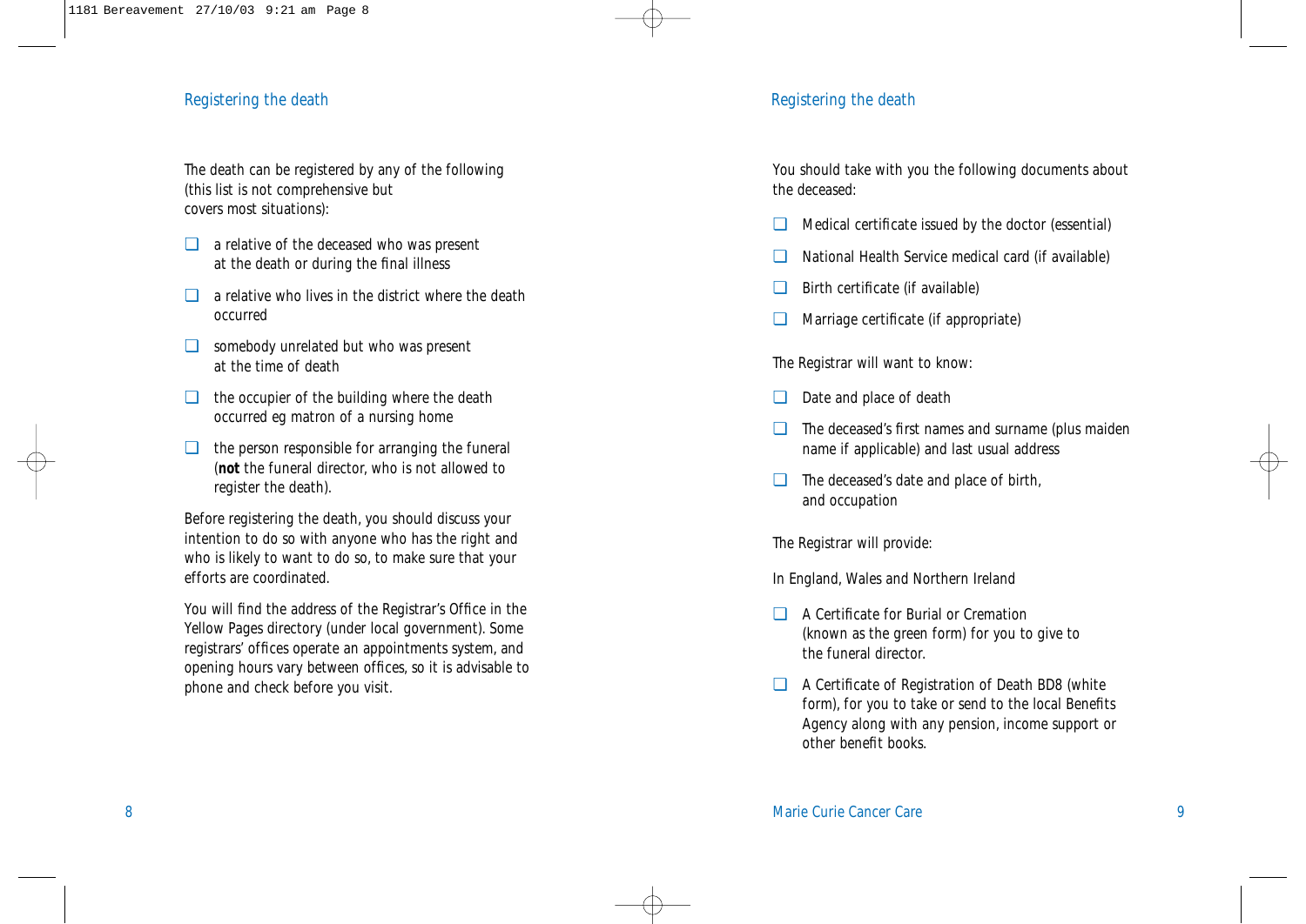## Registering the death

The death can be registered by any of the following (this list is not comprehensive but covers most situations):

- a relative of the deceased who was present at the death or during the final illness
- a relative who lives in the district where the death occurred
- somebody unrelated but who was present at the time of death
- the occupier of the building where the death occurred eg matron of a nursing home
- the person responsible for arranging the funeral (**not** the funeral director, who is not allowed to register the death).

Before registering the death, you should discuss your intention to do so with anyone who has the right and who is likely to want to do so, to make sure that your efforts are coordinated.

You will find the address of the Registrar's Office in the Yellow Pages directory (under local government). Some registrars' offices operate an appointments system, and opening hours vary between offices, so it is advisable to phone and check before you visit.

You should take with you the following documents about the deceased:

- Medical certificate issued by the doctor (essential)
- National Health Service medical card (if available)
- Birth certificate (if available)
- Marriage certificate (if appropriate)

The Registrar will want to know:

- Date and place of death
- The deceased's first names and surname (plus maiden name if applicable) and last usual address
- The deceased's date and place of birth, and occupation

The Registrar will provide:

In England, Wales and Northern Ireland

- A Certificate for Burial or Cremation (known as the green form) for you to give to the funeral director.
- A Certificate of Registration of Death BD8 (white form), for you to take or send to the local Benefits Agency along with any pension, income support or other benefit books.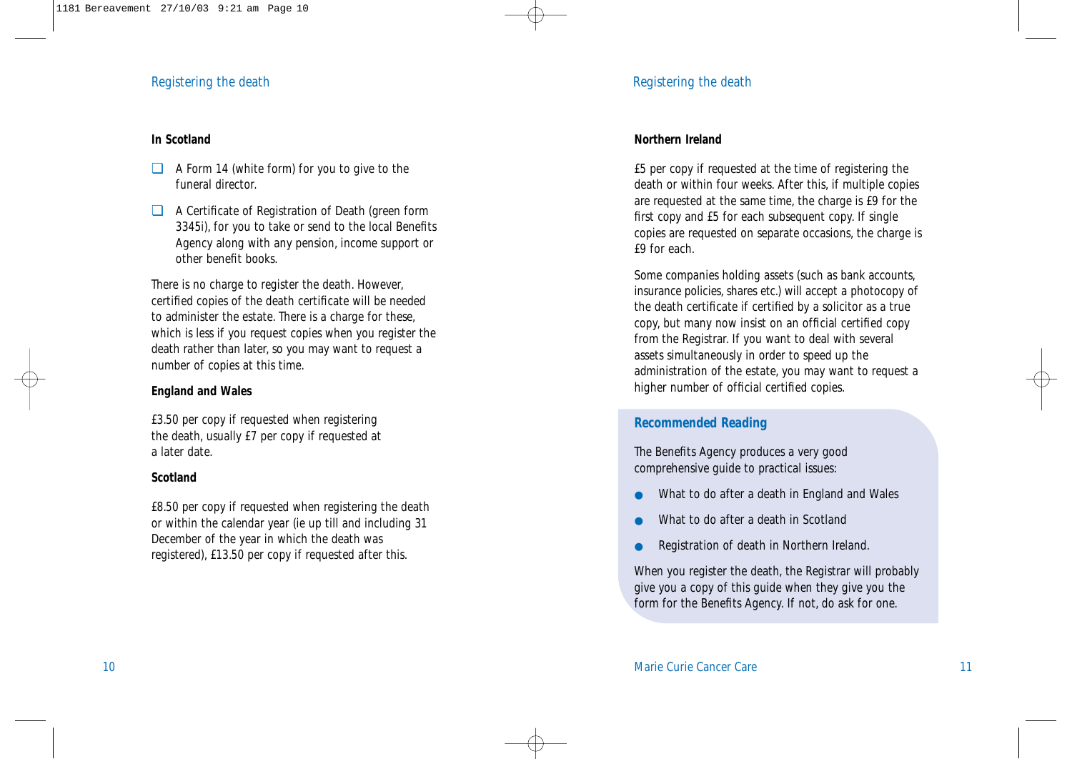**In Scotland**

- A Form 14 (white form) for you to give to the funeral director.
- A Certificate of Registration of Death (green form 3345i), for you to take or send to the local Benefits Agency along with any pension, income support or other benefit books.

There is no charge to register the death. However, certified copies of the death certificate will be needed to administer the estate. There is a charge for these, which is less if you request copies when you register the death rather than later, so you may want to request a number of copies at this time.

**England and Wales**

£3.50 per copy if requested when registering the death, usually £7 per copy if requested at a later date.

**Scotland**

£8.50 per copy if requested when registering the death or within the calendar year (ie up till and including 31 December of the year in which the death was registered), £13.50 per copy if requested after this.

**Northern Ireland**

£5 per copy if requested at the time of registering the death or within four weeks. After this, if multiple copies are requested at the same time, the charge is £9 for the first copy and £5 for each subsequent copy. If single copies are requested on separate occasions, the charge is £9 for each.

Some companies holding assets (such as bank accounts, insurance policies, shares etc.) will accept a photocopy of the death certificate if certified by a solicitor as a true copy, but many now insist on an official certified copy from the Registrar. If you want to deal with several assets simultaneously in order to speed up the administration of the estate, you may want to request a higher number of official certified copies.

**Recommended Reading**

The Benefits Agency produces a very good comprehensive guide to practical issues:

- What to do after a death in England and Wales
- What to do after a death in Scotland
- Registration of death in Northern Ireland.

When you register the death, the Registrar will probably give you a copy of this guide when they give you the form for the Benefits Agency. If not, do ask for one.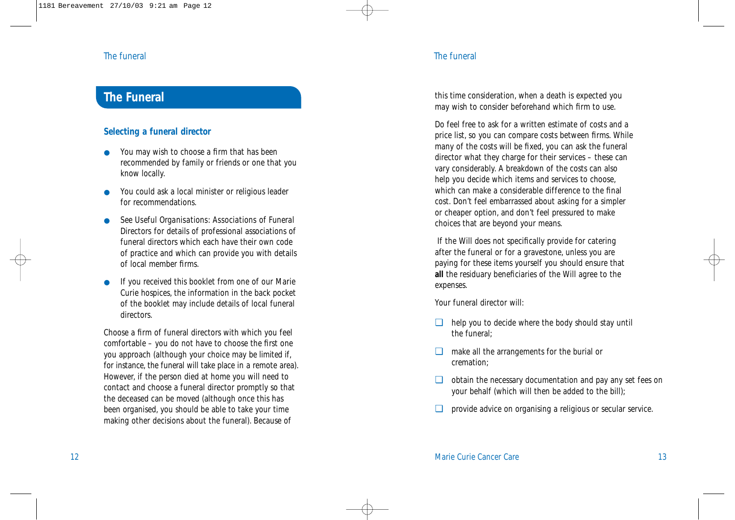# The Funeral

## Selecting a funeral director

- You may wish to choose a firm that has been recommended by family or friends or one that you know locally.
- You could ask a local minister or religious leader for recommendations.
- See Useful Organisations: Associations of Funeral Directors for details of professional associations of funeral directors which each have their own code of practice and which can provide you with details of local member firms.
- If you received this booklet from one of our Marie Curie hospices, the information in the back pocket of the booklet may include details of local funeral directors.

Choose a firm of funeral directors with which you feel comfortable – you do not have to choose the first one you approach (although your choice may be limited if, for instance, the funeral will take place in a remote area). However, if the person died at home you will need to contact and choose a funeral director promptly so that the deceased can be moved (although once this has been organised, you should be able to take your time making other decisions about the funeral). Because of this time consideration, when a death is expected you may wish to consider beforehand which firm to use.

Do feel free to ask for a written estimate of costs and a price list, so you can compare costs between firms. While many of the costs will be fixed, you can ask the funeral director what they charge for their services – these can vary considerably. A breakdown of the costs can also help you decide which items and services to choose, which can make a considerable difference to the final cost. Don't feel embarrassed about asking for a simpler or cheaper option, and don't feel pressured to make choices that are beyond your means.

If the Will does not specifically provide for catering after the funeral or for a gravestone, unless you are paying for these items yourself you should ensure that **all** the residuary beneficiaries of the Will agree to the expenses.

Your funeral director will:

- help you to decide where the body should stay until the funeral;
- make all the arrangements for the burial or cremation;
- obtain the necessary documentation and pay any set fees on your behalf (which will then be added to the bill);
- provide advice on organising a religious or secular service.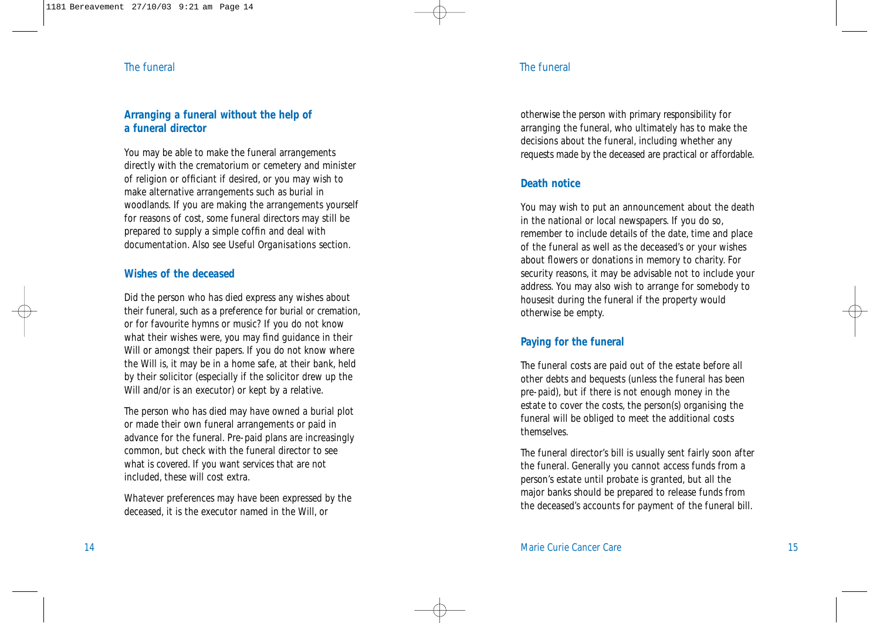## Arranging a funeral without the help of a funeral director

You may be able to make the funeral arrangements directly with the crematorium or cemetery and minister of religion or officiant if desired, or you may wish to make alternative arrangements such as burial in woodlands. If you are making the arrangements yourself for reasons of cost, some funeral directors may still be prepared to supply a simple coffin and deal with documentation. Also see *Useful Organisations* section.

## Wishes of the deceased

Did the person who has died express any wishes about their funeral, such as a preference for burial or cremation, or for favourite hymns or music? If you do not know what their wishes were, you may find guidance in their Will or amongst their papers. If you do not know where the Will is, it may be in a home safe, at their bank, held by their solicitor (especially if the solicitor drew up the Will and/or is an executor) or kept by a relative.

The person who has died may have owned a burial plot or made their own funeral arrangements or paid in advance for the funeral. Pre-paid plans are increasingly common, but check with the funeral director to see what is covered. If you want services that are not included, these will cost extra.

Whatever preferences may have been expressed by the deceased, it is the executor named in the Will, or otherwise the person with primary responsibility for arranging the funeral, who ultimately has to make the decisions about the funeral, including whether any requests made by the deceased are practical or affordable.

## Death notice

You may wish to put an announcement about the death in the national or local newspapers. If you do so, remember to include details of the date, time and place of the funeral as well as the deceased's or your wishes about flowers or donations in memory to charity. For security reasons, it may be advisable not to include your address. You may also wish to arrange for somebody to housesit during the funeral if the property would otherwise be empty.

## Paying for the funeral

The funeral costs are paid out of the estate before all other debts and bequests (unless the funeral has been pre-paid), but if there is not enough money in the estate to cover the costs, the person(s) organising the funeral will be obliged to meet the additional costs themselves.

The funeral director's bill is usually sent fairly soon after the funeral. Generally you cannot access funds from a person's estate until probate is granted, but all the major banks should be prepared to release funds from the deceased's accounts for payment of the funeral bill.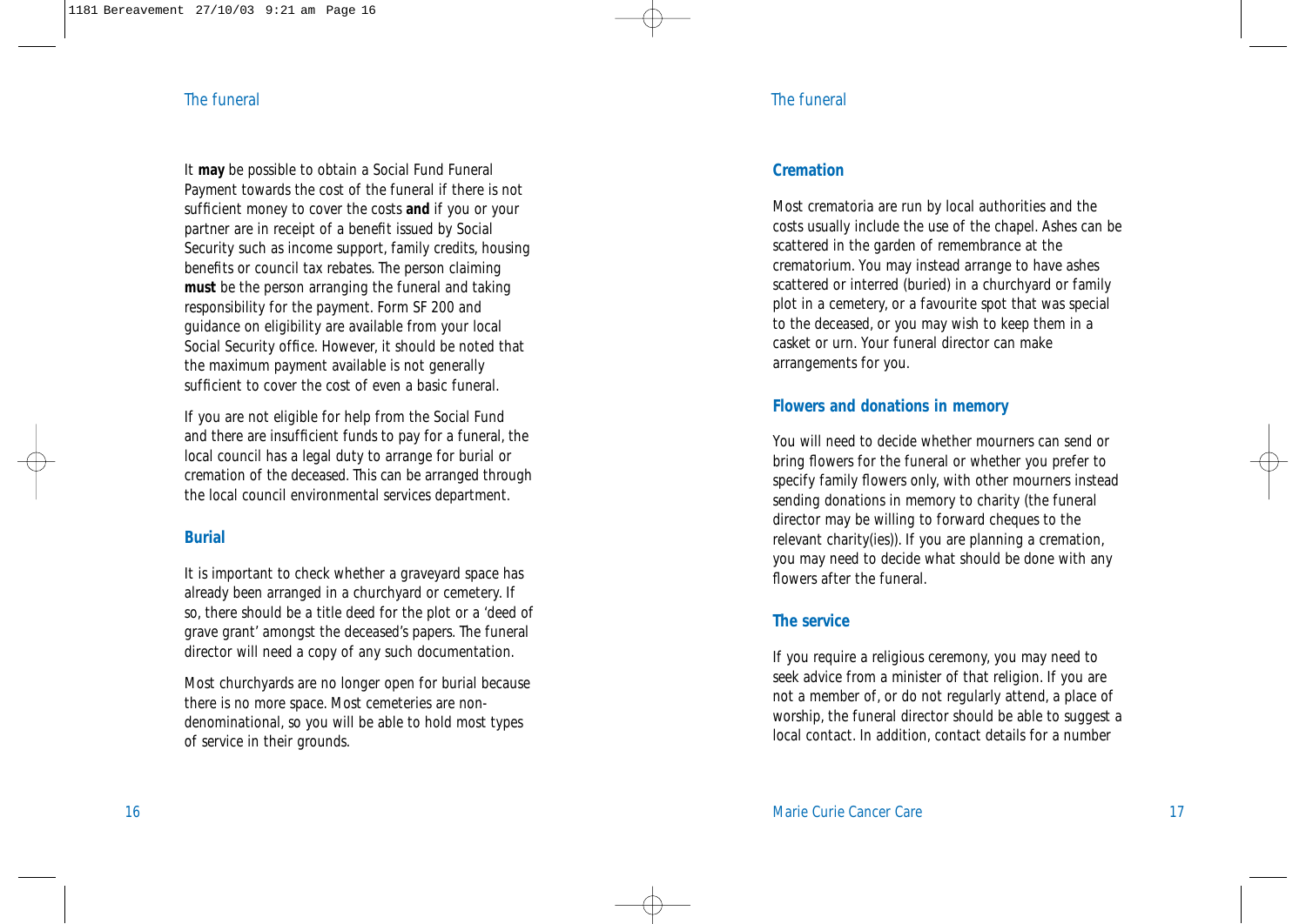It **may** be possible to obtain a Social Fund Funeral Payment towards the cost of the funeral if there is not sufficient money to cover the costs **and** if you or your partner are in receipt of a benefit issued by Social Security such as income support, family credits, housing benefits or council tax rebates. The person claiming **must** be the person arranging the funeral and taking responsibility for the payment. Form SF 200 and guidance on eligibility are available from your local Social Security office. However, it should be noted that the maximum payment available is not generally sufficient to cover the cost of even a basic funeral.

If you are not eligible for help from the Social Fund and there are insufficient funds to pay for a funeral, the local council has a legal duty to arrange for burial or cremation of the deceased. This can be arranged through the local council environmental services department.

## Burial

It is important to check whether a graveyard space has already been arranged in a churchyard or cemetery. If so, there should be a title deed for the plot or a 'deed of grave grant' amongst the deceased's papers. The funeral director will need a copy of any such documentation.

Most churchyards are no longer open for burial because there is no more space. Most cemeteries are non-denominational, so you will be able to hold most types of service in their grounds.

## Cremation

Most crematoria are run by local authorities and the costs usually include the use of the chapel. Ashes can be scattered in the garden of remembrance at the crematorium. You may instead arrange to have ashes scattered or interred (buried) in a churchyard or family plot in a cemetery, or a favourite spot that was special to the deceased, or you may wish to keep them in a casket or urn. Your funeral director can make arrangements for you.

## Flowers and donations in memory

You will need to decide whether mourners can send or bring flowers for the funeral or whether you prefer to specify family flowers only, with other mourners instead sending donations in memory to charity (the funeral director may be willing to forward cheques to the relevant charity(ies)). If you are planning a cremation, you may need to decide what should be done with any flowers after the funeral.

## The service

If you require a religious ceremony, you may need to seek advice from a minister of that religion. If you are not a member of, or do not regularly attend, a place of worship, the funeral director should be able to suggest a local contact. In addition, contact details for a number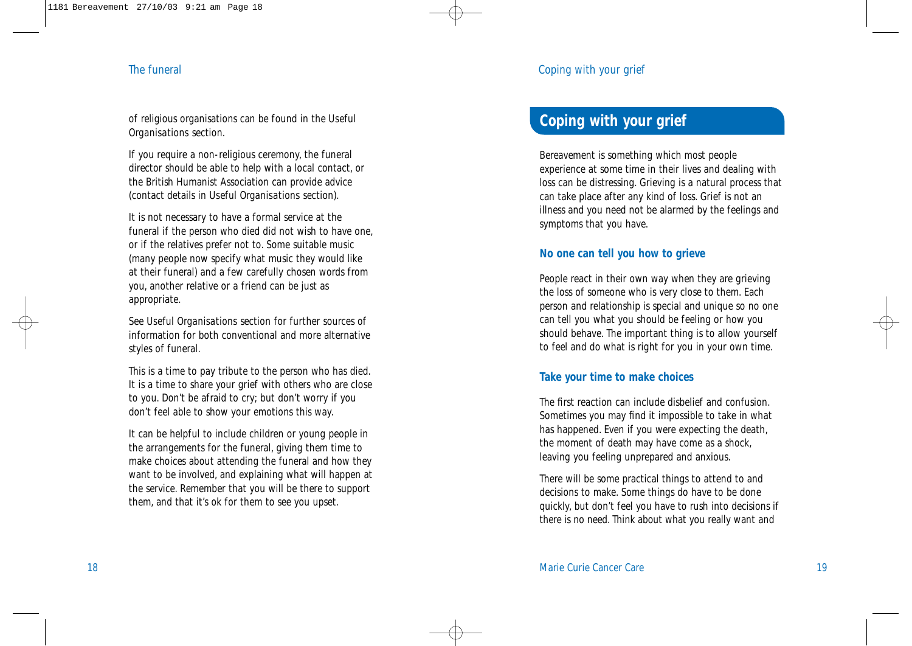of religious organisations can be found in the Useful Organisations section.

If you require a non-religious ceremony, the funeral director should be able to help with a local contact, or the British Humanist Association can provide advice (contact details in Useful Organisations section).

It is not necessary to have a formal service at the funeral if the person who died did not wish to have one, or if the relatives prefer not to. Some suitable music (many people now specify what music they would like at their funeral) and a few carefully chosen words from you, another relative or a friend can be just as appropriate.

See Useful Organisations section for further sources of information for both conventional and more alternative styles of funeral.

This is a time to pay tribute to the person who has died. It is a time to share your grief with others who are close to you. Don't be afraid to cry; but don't worry if you don't feel able to show your emotions this way.

It can be helpful to include children or young people in the arrangements for the funeral, giving them time to make choices about attending the funeral and how they want to be involved, and explaining what will happen at the service. Remember that you will be there to support them, and that it's ok for them to see you upset.

# Coping with your grief

Bereavement is something which most people experience at some time in their lives and dealing with loss can be distressing. Grieving is a natural process that can take place after any kind of loss. Grief is not an illness and you need not be alarmed by the feelings and symptoms that you have.

## No one can tell you how to grieve

People react in their own way when they are grieving the loss of someone who is very close to them. Each person and relationship is special and unique so no one can tell you what you should be feeling or how you should behave. The important thing is to allow yourself to feel and do what is right for you in your own time.

## Take your time to make choices

The first reaction can include disbelief and confusion. Sometimes you may find it impossible to take in what has happened. Even if you were expecting the death, the moment of death may have come as a shock, leaving you feeling unprepared and anxious.

There will be some practical things to attend to and decisions to make. Some things do have to be done quickly, but don't feel you have to rush into decisions if there is no need. Think about what you really want and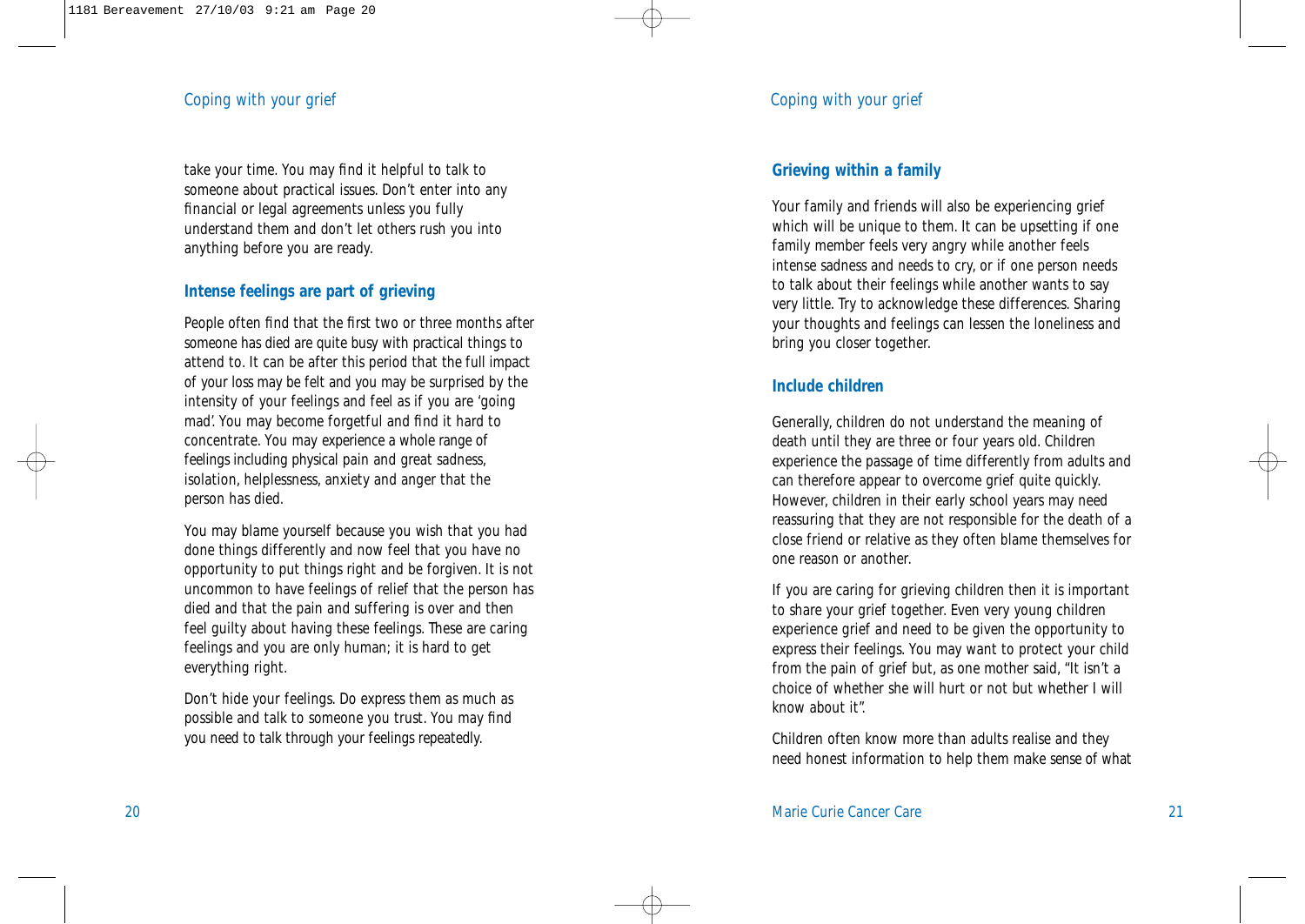take your time. You may find it helpful to talk to someone about practical issues. Don't enter into any financial or legal agreements unless you fully understand them and don't let others rush you into anything before you are ready.

## Intense feelings are part of grieving

People often find that the first two or three months after someone has died are quite busy with practical things to attend to. It can be after this period that the full impact of your loss may be felt and you may be surprised by the intensity of your feelings and feel as if you are 'going mad'. You may become forgetful and find it hard to concentrate. You may experience a whole range of feelings including physical pain and great sadness, isolation, helplessness, anxiety and anger that the person has died.

You may blame yourself because you wish that you had done things differently and now feel that you have no opportunity to put things right and be forgiven. It is not uncommon to have feelings of relief that the person has died and that the pain and suffering is over and then feel guilty about having these feelings. These are caring feelings and you are only human; it is hard to get everything right.

Don't hide your feelings. Do express them as much as possible and talk to someone you trust. You may find you need to talk through your feelings repeatedly.

## Grieving within a family

Your family and friends will also be experiencing grief which will be unique to them. It can be upsetting if one family member feels very angry while another feels intense sadness and needs to cry, or if one person needs to talk about their feelings while another wants to say very little. Try to acknowledge these differences. Sharing your thoughts and feelings can lessen the loneliness and bring you closer together.

## Include children

Generally, children do not understand the meaning of death until they are three or four years old. Children experience the passage of time differently from adults and can therefore appear to overcome grief quite quickly. However, children in their early school years may need reassuring that they are not responsible for the death of a close friend or relative as they often blame themselves for one reason or another.

If you are caring for grieving children then it is important to share your grief together. Even very young children experience grief and need to be given the opportunity to express their feelings. You may want to protect your child from the pain of grief but, as one mother said, "It isn't a choice of whether she will hurt or not but whether I will know about it".

Children often know more than adults realise and they need honest information to help them make sense of what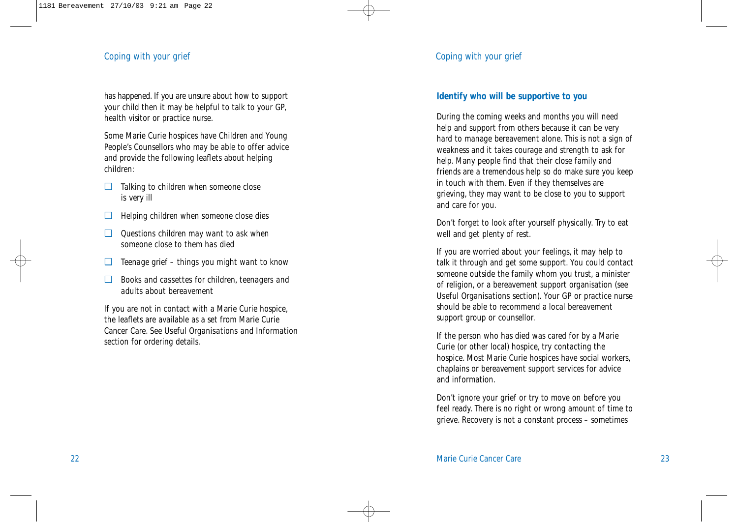has happened. If you are unsure about how to support your child then it may be helpful to talk to your GP, health visitor or practice nurse.

Some Marie Curie hospices have Children and Young People's Counsellors who may be able to offer advice and provide the following leaflets about helping children:

- Talking to children when someone close is very ill
- Helping children when someone close dies
- Questions children may want to ask when someone close to them has died
- Teenage grief – things you might want to know
- Books and cassettes for children, teenagers and adults about bereavement

If you are not in contact with a Marie Curie hospice, the leaflets are available as a set from Marie Curie Cancer Care. See Useful Organisations and Information section for ordering details.

### Identify who will be supportive to you

During the coming weeks and months you will need help and support from others because it can be very hard to manage bereavement alone. This is not a sign of weakness and it takes courage and strength to ask for help. Many people find that their close family and friends are a tremendous help so do make sure you keep in touch with them. Even if they themselves are grieving, they may want to be close to you to support and care for you.

Don't forget to look after yourself physically. Try to eat well and get plenty of rest.

If you are worried about your feelings, it may help to talk it through and get some support. You could contact someone outside the family whom you trust, a minister of religion, or a bereavement support organisation (see Useful Organisations section). Your GP or practice nurse should be able to recommend a local bereavement support group or counsellor.

If the person who has died was cared for by a Marie Curie (or other local) hospice, try contacting the hospice. Most Marie Curie hospices have social workers, chaplains or bereavement support services for advice and information.

Don't ignore your grief or try to move on before you feel ready. There is no right or wrong amount of time to grieve. Recovery is not a constant process – sometimes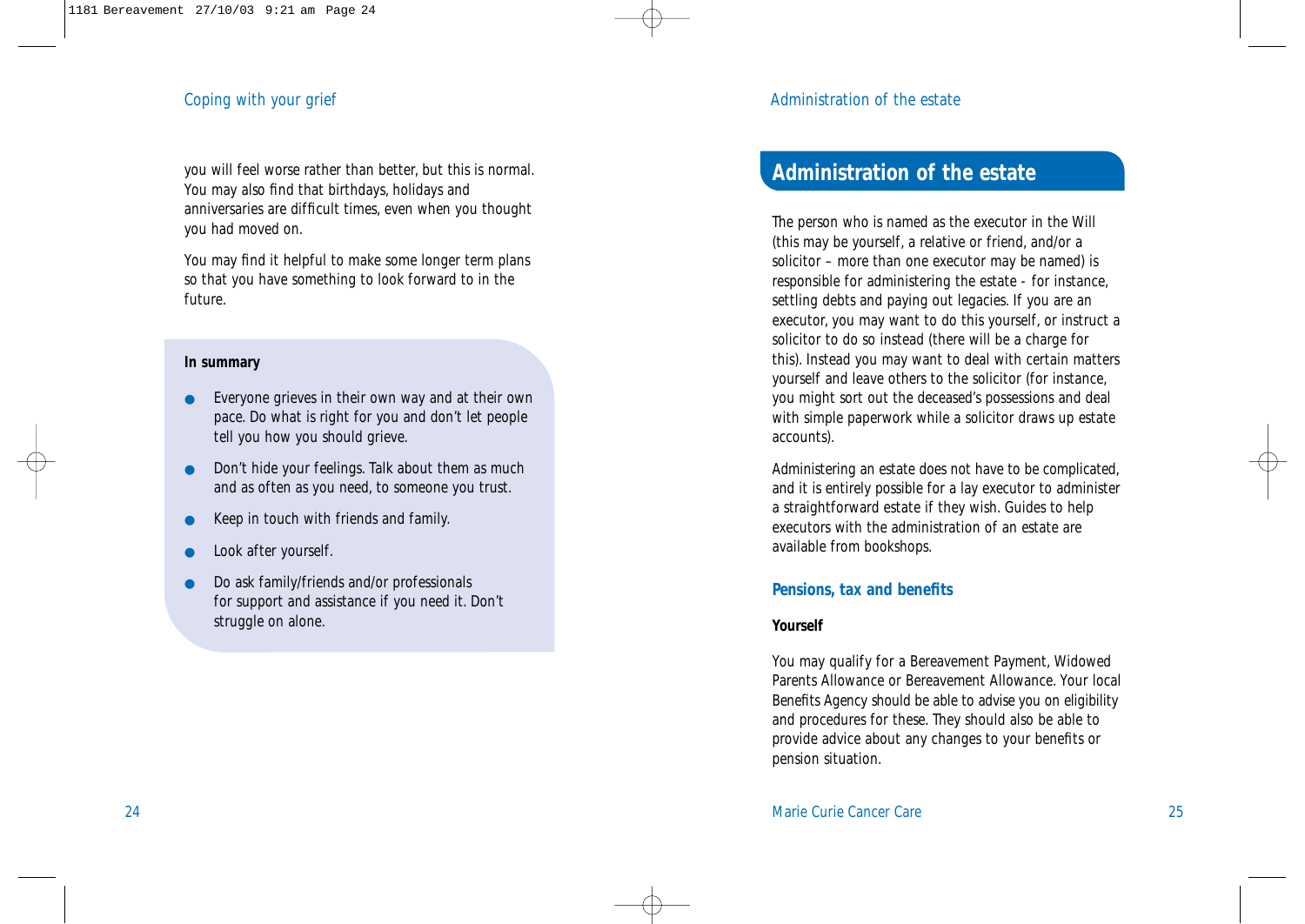you will feel worse rather than better, but this is normal. You may also find that birthdays, holidays and anniversaries are difficult times, even when you thought you had moved on.

You may find it helpful to make some longer term plans so that you have something to look forward to in the future.

**In summary**

- Everyone grieves in their own way and at their own pace. Do what is right for you and don't let people tell you how you should grieve.
- Don't hide your feelings. Talk about them as much and as often as you need, to someone you trust.
- Keep in touch with friends and family.
- Look after yourself.
- Do ask family/friends and/or professionals for support and assistance if you need it. Don't struggle on alone.

## Administration of the estate

The person who is named as the executor in the Will (this may be yourself, a relative or friend, and/or a solicitor – more than one executor may be named) is responsible for administering the estate - for instance, settling debts and paying out legacies. If you are an executor, you may want to do this yourself, or instruct a solicitor to do so instead (there will be a charge for this). Instead you may want to deal with certain matters yourself and leave others to the solicitor (for instance, you might sort out the deceased's possessions and deal with simple paperwork while a solicitor draws up estate accounts).

Administering an estate does not have to be complicated, and it is entirely possible for a lay executor to administer a straightforward estate if they wish. Guides to help executors with the administration of an estate are available from bookshops.

### Pensions, tax and benefits

**Yourself**

You may qualify for a Bereavement Payment, Widowed Parents Allowance or Bereavement Allowance. Your local Benefits Agency should be able to advise you on eligibility and procedures for these. They should also be able to provide advice about any changes to your benefits or pension situation.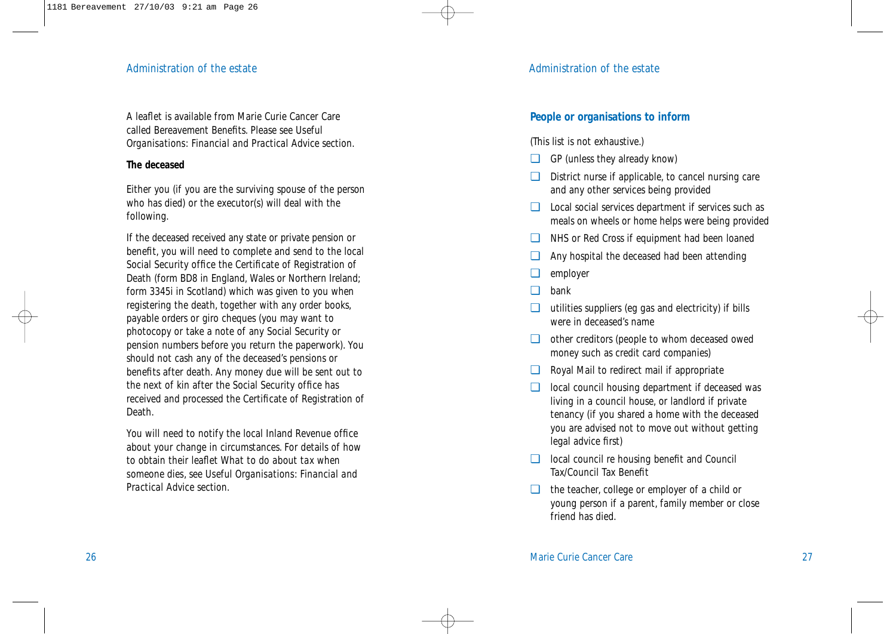A leaflet is available from Marie Curie Cancer Care called *Bereavement Benefits*. Please see Useful Organisations: *Financial and Practical Advice* section.

**The deceased**

Either you (if you are the surviving spouse of the person who has died) or the executor(s) will deal with the following.

If the deceased received any state or private pension or benefit, you will need to complete and send to the local Social Security office the Certificate of Registration of Death (form BD8 in England, Wales or Northern Ireland; form 3345i in Scotland) which was given to you when registering the death, together with any order books, payable orders or giro cheques (you may want to photocopy or take a note of any Social Security or pension numbers before you return the paperwork). You should not cash any of the deceased's pensions or benefits after death. Any money due will be sent out to the next of kin after the Social Security office has received and processed the Certificate of Registration of Death.

You will need to notify the local Inland Revenue office about your change in circumstances. For details of how to obtain their leaflet *What to do about tax when someone dies*, see Useful Organisations: *Financial and Practical Advice* section.

## People or organisations to inform

(This list is not exhaustive.)

- ❑ GP (unless they already know)
- ❑ District nurse if applicable, to cancel nursing care and any other services being provided
- ❑ Local social services department if services such as meals on wheels or home helps were being provided
- ❑ NHS or Red Cross if equipment had been loaned
- ❑ Any hospital the deceased had been attending
- ❑ employer
- ❑ bank
- ❑ utilities suppliers (eg gas and electricity) if bills were in deceased's name
- ❑ other creditors (people to whom deceased owed money such as credit card companies)
- ❑ Royal Mail to redirect mail if appropriate
- ❑ local council housing department if deceased was living in a council house, or landlord if private tenancy (if you shared a home with the deceased you are advised not to move out without getting legal advice first)
- ❑ local council re housing benefit and Council Tax/Council Tax Benefit
- ❑ the teacher, college or employer of a child or young person if a parent, family member or close friend has died.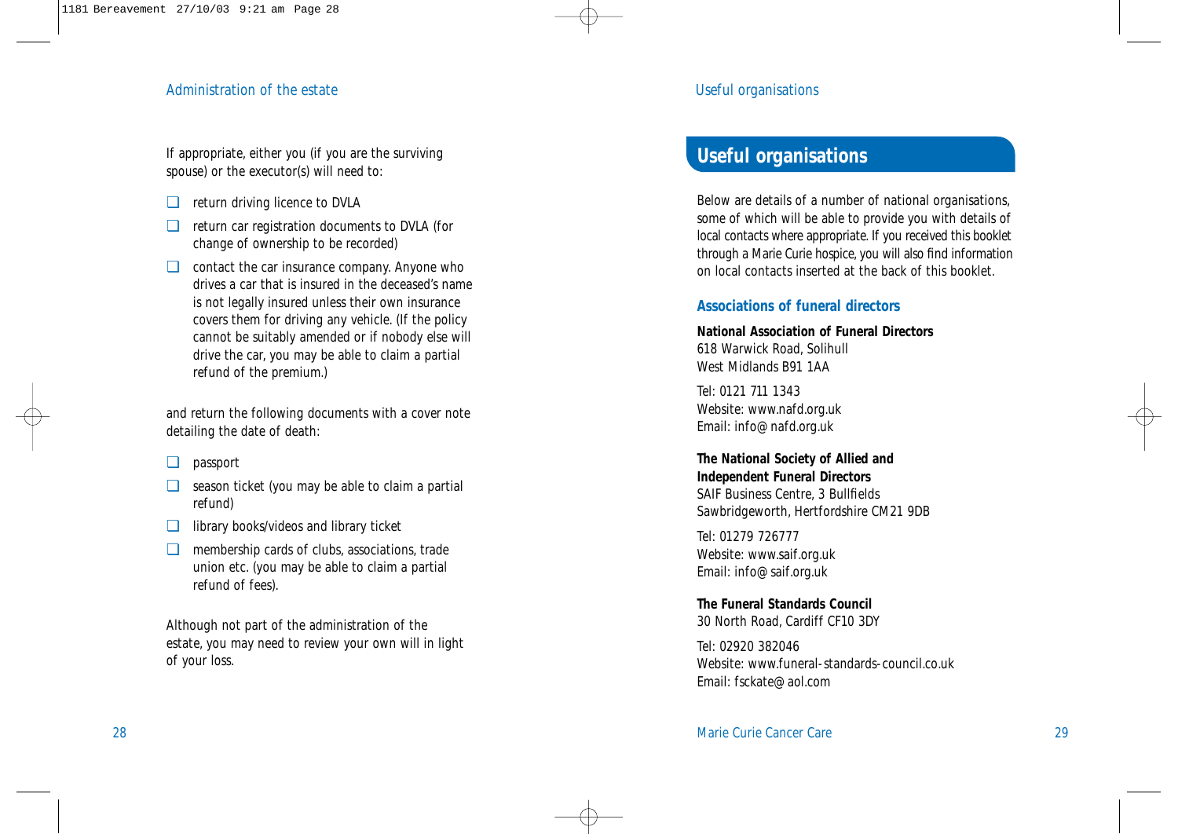If appropriate, either you (if you are the surviving spouse) or the executor(s) will need to:

- ❑ return driving licence to DVLA
- ❑ return car registration documents to DVLA (for change of ownership to be recorded)
- ❑ contact the car insurance company. Anyone who drives a car that is insured in the deceased's name is not legally insured unless their own insurance covers them for driving any vehicle. (If the policy cannot be suitably amended or if nobody else will drive the car, you may be able to claim a partial refund of the premium.)

and return the following documents with a cover note detailing the date of death:

- ❑ passport
- ❑ season ticket (you may be able to claim a partial refund)
- ❑ library books/videos and library ticket
- ❑ membership cards of clubs, associations, trade union etc. (you may be able to claim a partial refund of fees).

Although not part of the administration of the estate, you may need to review your own will in light of your loss.

# Useful organisations

Below are details of a number of national organisations, some of which will be able to provide you with details of local contacts where appropriate. If you received this booklet through a Marie Curie hospice, you will also find information on local contacts inserted at the back of this booklet.

## Associations of funeral directors

**National Association of Funeral Directors**
618 Warwick Road, Solihull
West Midlands B91 1AA

Tel: 0121 711 1343
Website: www.nafd.org.uk
Email: info@nafd.org.uk

**The National Society of Allied and Independent Funeral Directors**
SAIF Business Centre, 3 Bullfields
Sawbridgeworth, Hertfordshire CM21 9DB

Tel: 01279 726777
Website: www.saif.org.uk
Email: info@saif.org.uk

**The Funeral Standards Council**
30 North Road, Cardiff CF10 3DY

Tel: 02920 382046
Website: www.funeral-standards-council.co.uk
Email: fsckate@aol.com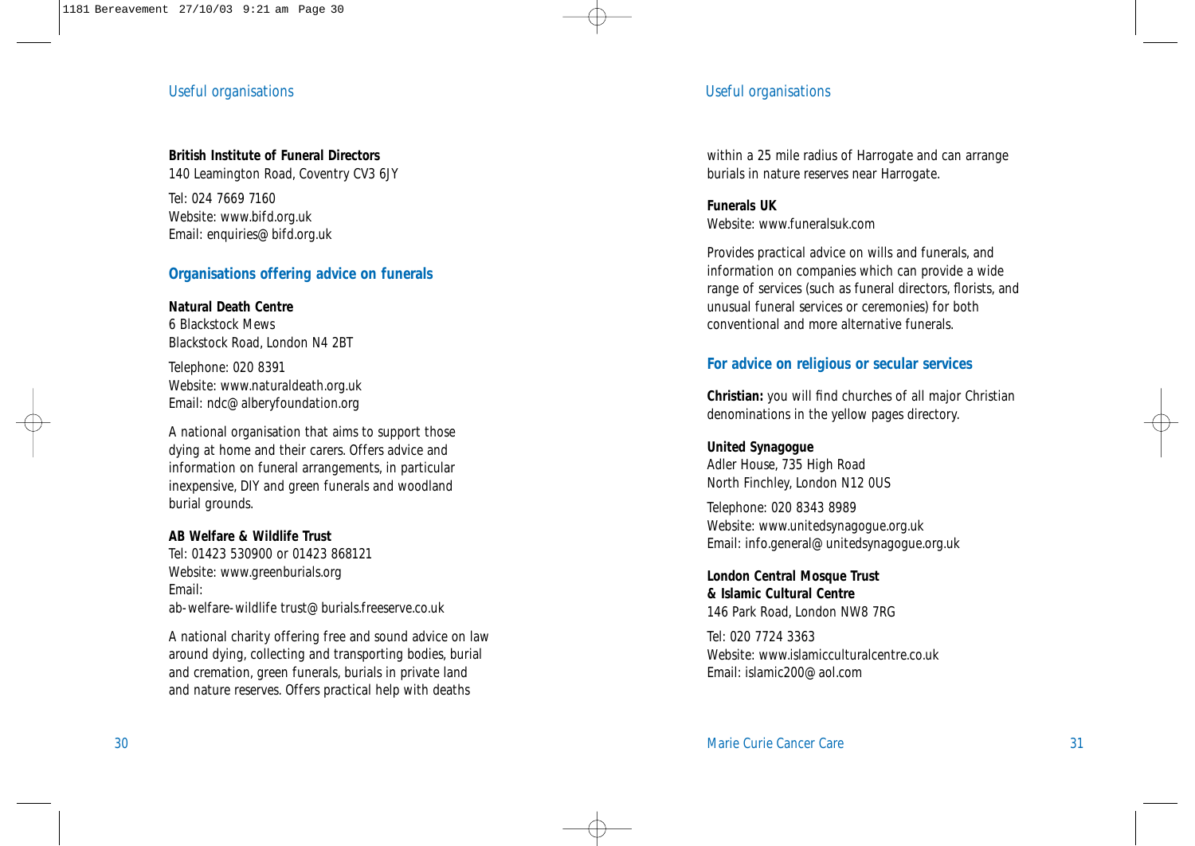**British Institute of Funeral Directors**
140 Leamington Road, Coventry CV3 6JY

Tel: 024 7669 7160
Website: www.bifd.org.uk
Email: enquiries@bifd.org.uk

## Organisations offering advice on funerals

**Natural Death Centre**
6 Blackstock Mews
Blackstock Road, London N4 2BT

Telephone: 020 8391
Website: www.naturaldeath.org.uk
Email: ndc@alberyfoundation.org

A national organisation that aims to support those dying at home and their carers. Offers advice and information on funeral arrangements, in particular inexpensive, DIY and green funerals and woodland burial grounds.

**AB Welfare & Wildlife Trust**
Tel: 01423 530900 or 01423 868121
Website: www.greenburials.org
Email:
ab-welfare-wildlife trust@burials.freeserve.co.uk

A national charity offering free and sound advice on law around dying, collecting and transporting bodies, burial and cremation, green funerals, burials in private land and nature reserves. Offers practical help with deaths within a 25 mile radius of Harrogate and can arrange burials in nature reserves near Harrogate.

**Funerals UK**
Website: www.funeralsuk.com

Provides practical advice on wills and funerals, and information on companies which can provide a wide range of services (such as funeral directors, florists, and unusual funeral services or ceremonies) for both conventional and more alternative funerals.

## For advice on religious or secular services

**Christian:** you will find churches of all major Christian denominations in the yellow pages directory.

**United Synagogue**
Adler House, 735 High Road
North Finchley, London N12 0US

Telephone: 020 8343 8989
Website: www.unitedsynagogue.org.uk
Email: info.general@unitedsynagogue.org.uk

**London Central Mosque Trust & Islamic Cultural Centre**
146 Park Road, London NW8 7RG

Tel: 020 7724 3363
Website: www.islamicculturalcentre.co.uk
Email: islamic200@aol.com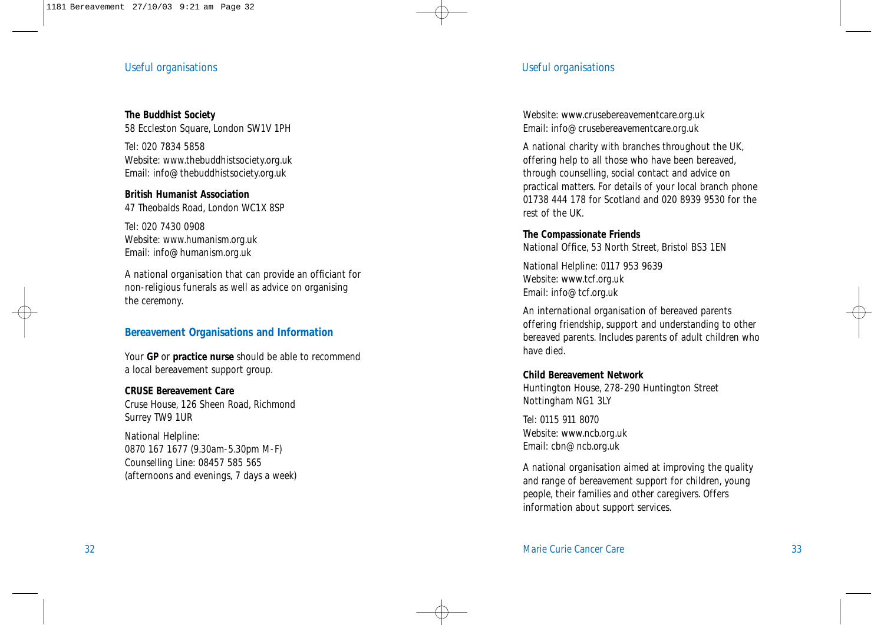**The Buddhist Society**
58 Eccleston Square, London SW1V 1PH

Tel: 020 7834 5858
Website: www.thebuddhistsociety.org.uk
Email: info@thebuddhistsociety.org.uk

**British Humanist Association**
47 Theobalds Road, London WC1X 8SP

Tel: 020 7430 0908
Website: www.humanism.org.uk
Email: info@humanism.org.uk

A national organisation that can provide an officiant for non-religious funerals as well as advice on organising the ceremony.

## Bereavement Organisations and Information

Your **GP** or **practice nurse** should be able to recommend a local bereavement support group.

**CRUSE Bereavement Care**
Cruse House, 126 Sheen Road, Richmond
Surrey TW9 1UR

National Helpline:
0870 167 1677 (9.30am-5.30pm M-F)
Counselling Line: 08457 585 565
(afternoons and evenings, 7 days a week)

Website: www.crusebereavementcare.org.uk
Email: info@crusebereavementcare.org.uk

A national charity with branches throughout the UK, offering help to all those who have been bereaved, through counselling, social contact and advice on practical matters. For details of your local branch phone 01738 444 178 for Scotland and 020 8939 9530 for the rest of the UK.

**The Compassionate Friends**
National Office, 53 North Street, Bristol BS3 1EN

National Helpline: 0117 953 9639
Website: www.tcf.org.uk
Email: info@tcf.org.uk

An international organisation of bereaved parents offering friendship, support and understanding to other bereaved parents. Includes parents of adult children who have died.

**Child Bereavement Network**
Huntington House, 278-290 Huntington Street
Nottingham NG1 3LY

Tel: 0115 911 8070
Website: www.ncb.org.uk
Email: cbn@ncb.org.uk

A national organisation aimed at improving the quality and range of bereavement support for children, young people, their families and other caregivers. Offers information about support services.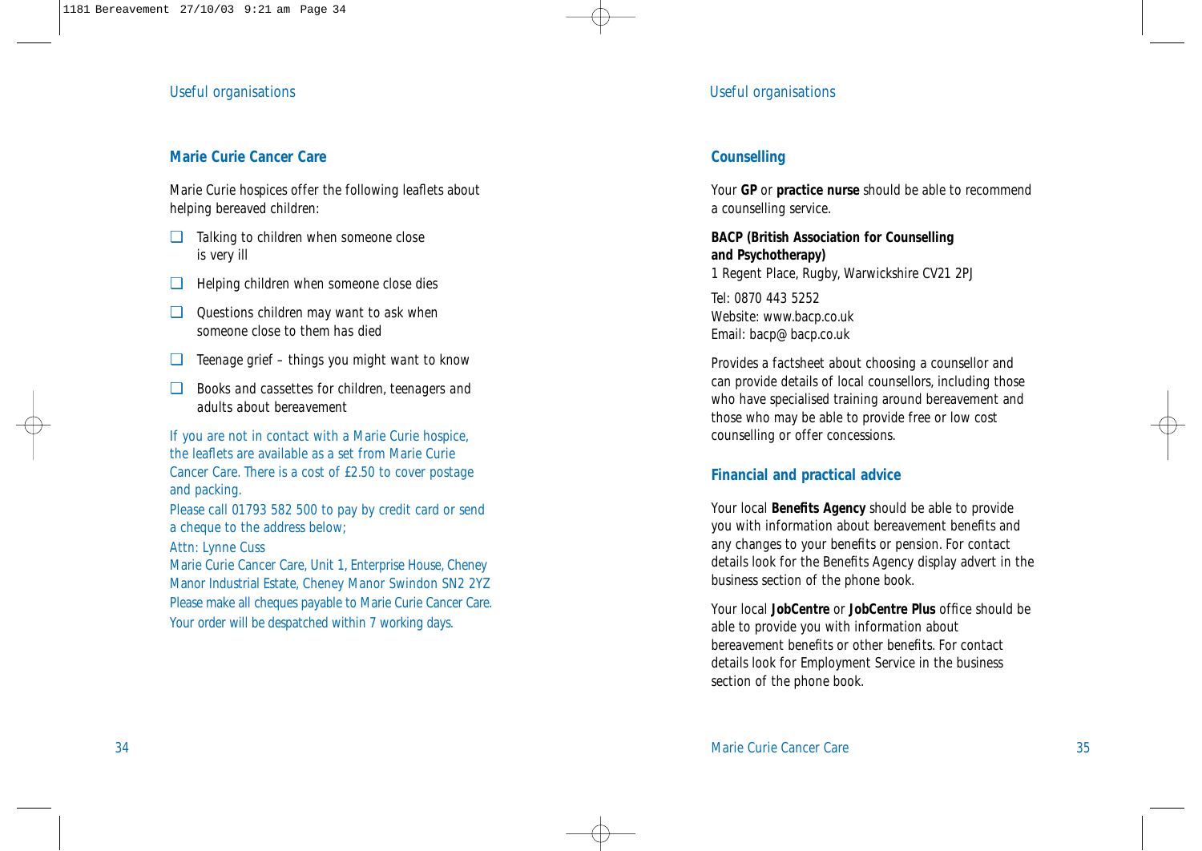## Marie Curie Cancer Care

Marie Curie hospices offer the following leaflets about helping bereaved children:

- ❑ Talking to children when someone close is very ill
- ❑ Helping children when someone close dies
- ❑ Questions children may want to ask when someone close to them has died
- ❑ Teenage grief – things you might want to know
- ❑ Books and cassettes for children, teenagers and adults about bereavement

If you are not in contact with a Marie Curie hospice, the leaflets are available as a set from Marie Curie Cancer Care. There is a cost of £2.50 to cover postage and packing.

Please call 01793 582 500 to pay by credit card or send a cheque to the address below;

Attn: Lynne Cuss

Marie Curie Cancer Care, Unit 1, Enterprise House, Cheney Manor Industrial Estate, Cheney Manor Swindon SN2 2YZ

Please make all cheques payable to Marie Curie Cancer Care.

Your order will be despatched within 7 working days.

## Counselling

Your **GP** or **practice nurse** should be able to recommend a counselling service.

**BACP (British Association for Counselling and Psychotherapy)**
1 Regent Place, Rugby, Warwickshire CV21 2PJ

Tel: 0870 443 5252
Website: www.bacp.co.uk
Email: bacp@bacp.co.uk

Provides a factsheet about choosing a counsellor and can provide details of local counsellors, including those who have specialised training around bereavement and those who may be able to provide free or low cost counselling or offer concessions.

## Financial and practical advice

Your local **Benefits Agency** should be able to provide you with information about bereavement benefits and any changes to your benefits or pension. For contact details look for the Benefits Agency display advert in the business section of the phone book.

Your local **JobCentre** or **JobCentre Plus** office should be able to provide you with information about bereavement benefits or other benefits. For contact details look for Employment Service in the business section of the phone book.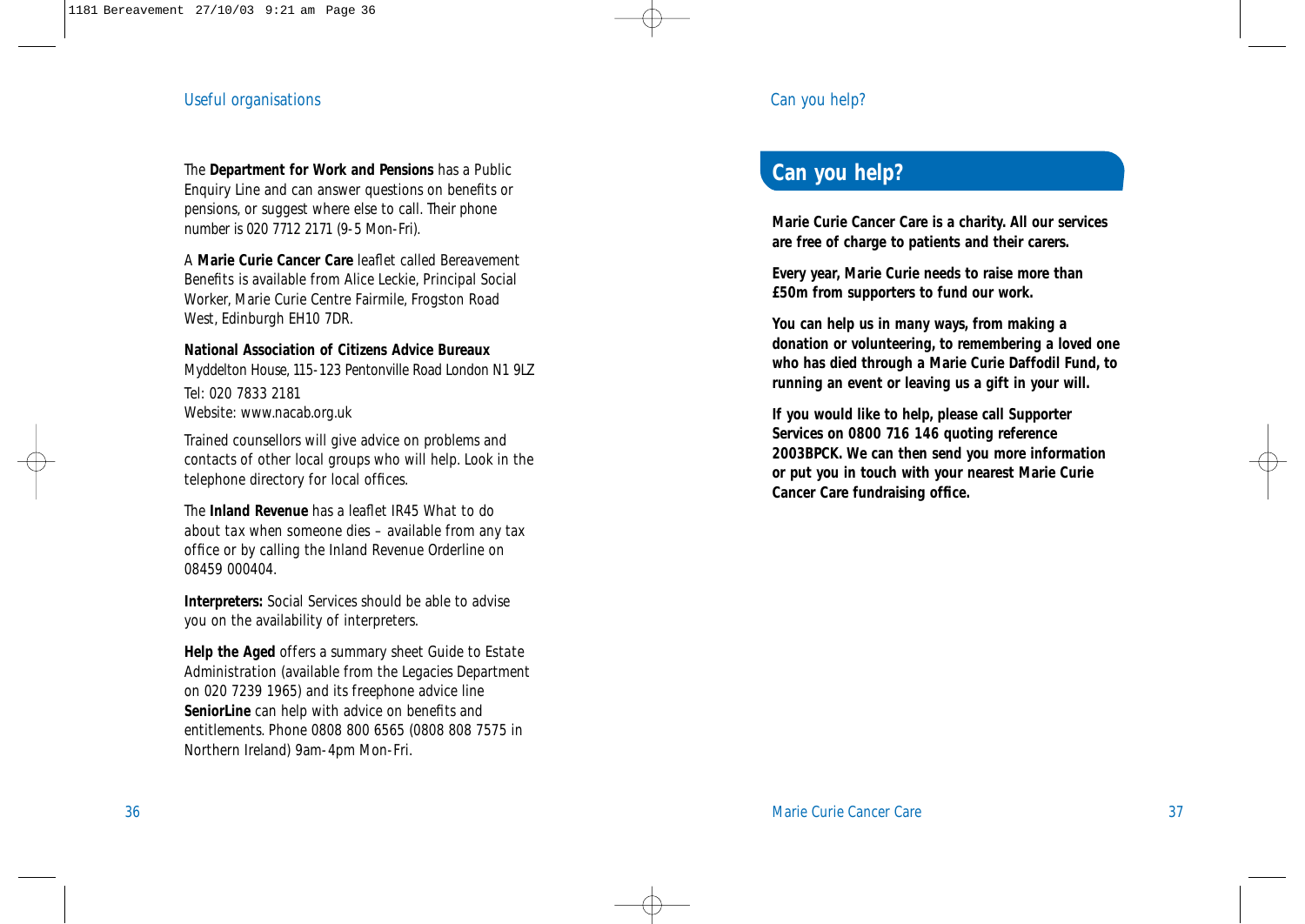The **Department for Work and Pensions** has a Public Enquiry Line and can answer questions on benefits or pensions, or suggest where else to call. Their phone number is 020 7712 2171 (9-5 Mon-Fri).

A **Marie Curie Cancer Care** leaflet called Bereavement Benefits is available from Alice Leckie, Principal Social Worker, Marie Curie Centre Fairmile, Frogston Road West, Edinburgh EH10 7DR.

**National Association of Citizens Advice Bureaux**
Myddelton House, 115-123 Pentonville Road London N1 9LZ
Tel: 020 7833 2181
Website: www.nacab.org.uk

Trained counsellors will give advice on problems and contacts of other local groups who will help. Look in the telephone directory for local offices.

The **Inland Revenue** has a leaflet IR45 What to do about tax when someone dies – available from any tax office or by calling the Inland Revenue Orderline on 08459 000404.

**Interpreters:** Social Services should be able to advise you on the availability of interpreters.

**Help the Aged** offers a summary sheet Guide to Estate Administration (available from the Legacies Department on 020 7239 1965) and its freephone advice line **SeniorLine** can help with advice on benefits and entitlements. Phone 0808 800 6565 (0808 808 7575 in Northern Ireland) 9am-4pm Mon-Fri.

## Can you help?

**Marie Curie Cancer Care is a charity. All our services are free of charge to patients and their carers.**

**Every year, Marie Curie needs to raise more than £50m from supporters to fund our work.**

**You can help us in many ways, from making a donation or volunteering, to remembering a loved one who has died through a Marie Curie Daffodil Fund, to running an event or leaving us a gift in your will.**

**If you would like to help, please call Supporter Services on 0800 716 146 quoting reference 2003BPCK. We can then send you more information or put you in touch with your nearest Marie Curie Cancer Care fundraising office.**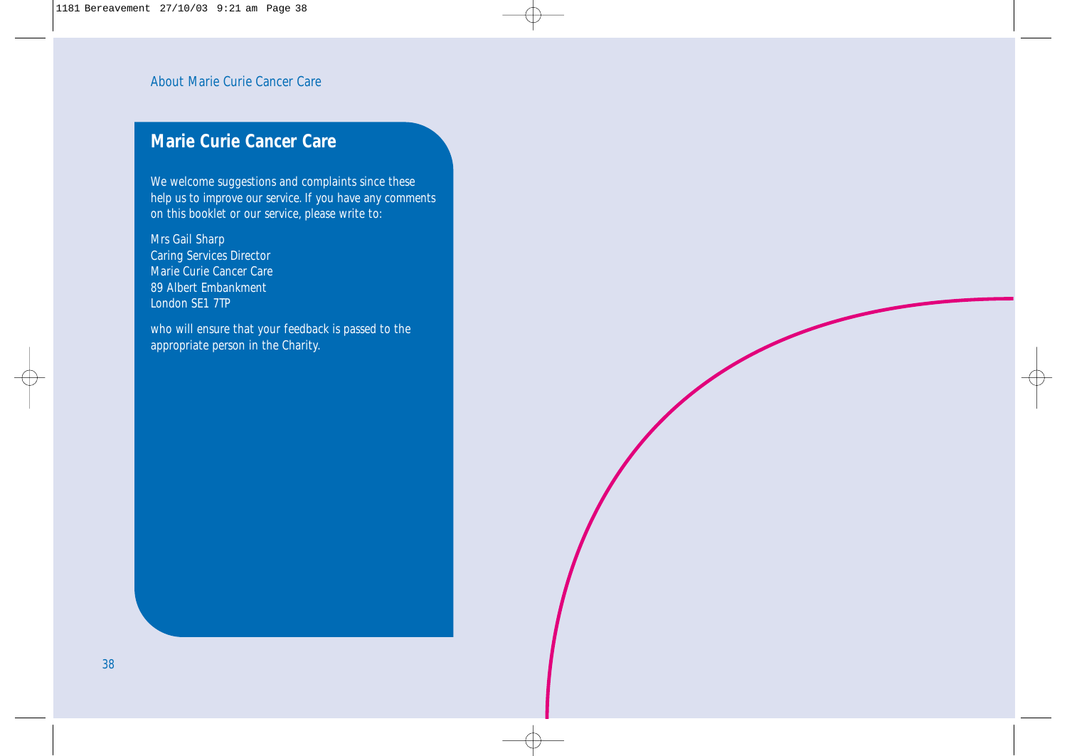## Marie Curie Cancer Care

We welcome suggestions and complaints since these help us to improve our service. If you have any comments on this booklet or our service, please write to:

Mrs Gail Sharp
Caring Services Director
Marie Curie Cancer Care
89 Albert Embankment
London SE1 7TP

who will ensure that your feedback is passed to the appropriate person in the Charity.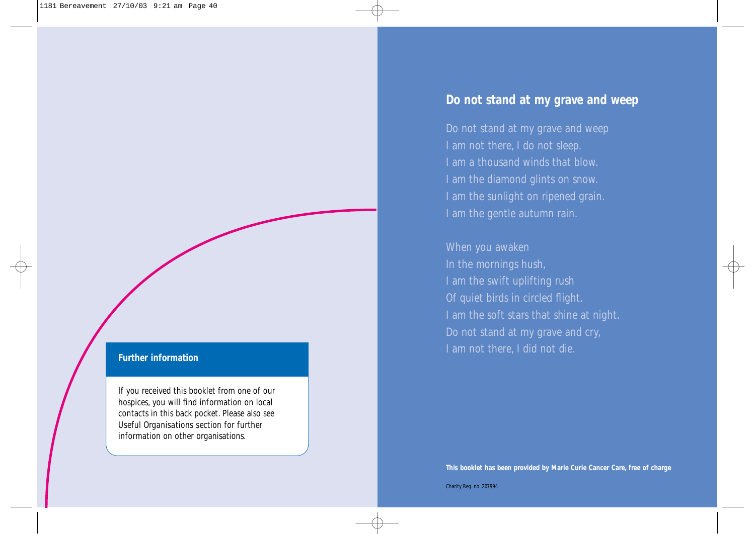### Further information

If you received this booklet from one of our hospices, you will find information on local contacts in this back pocket. Please also see Useful Organisations section for further information on other organisations.

## Do not stand at my grave and weep

Do not stand at my grave and weep
I am not there, I do not sleep.
I am a thousand winds that blow.
I am the diamond glints on snow.
I am the sunlight on ripened grain.
I am the gentle autumn rain.

When you awaken
In the mornings hush,
I am the swift uplifting rush
Of quiet birds in circled flight.
I am the soft stars that shine at night.
Do not stand at my grave and cry,
I am not there, I did not die.

**This booklet has been provided by Marie Curie Cancer Care, free of charge**

Charity Reg. no. 207994